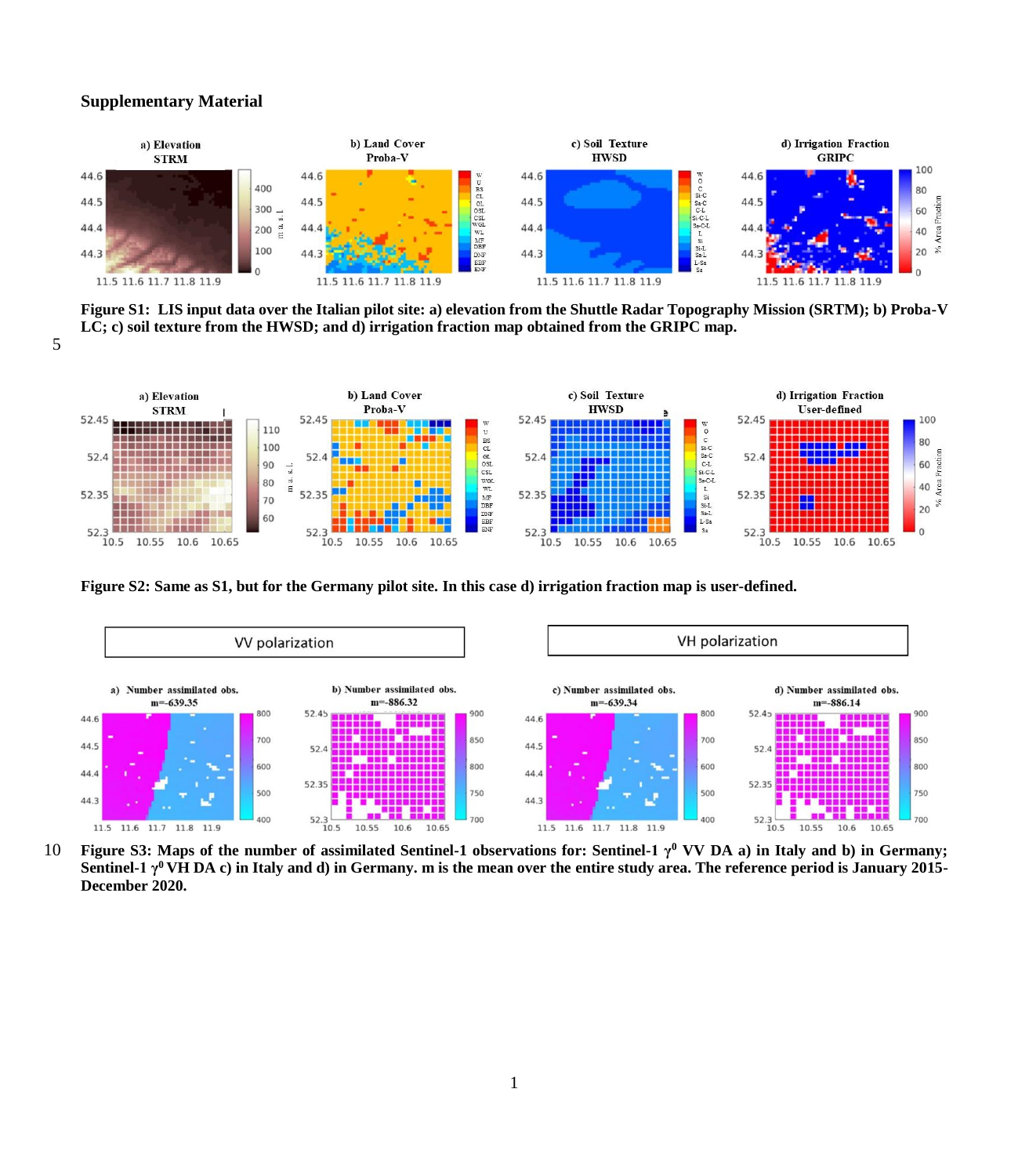# Supplementary Material

**Figure S1: LIS input data over the Italian pilot site: a) elevation from the Shuttle Radar Topography Mission (SRTM); b) Proba-V LC; c) soil texture from the HWSD; and d) irrigation fraction map obtained from the GRIPC map.**

**Figure S2: Same as S1, but for the Germany pilot site. In this case d) irrigation fraction map is user-defined.**

**Figure S3: Maps of the number of assimilated Sentinel-1 observations for: Sentinel-1 $\gamma^0$ VV DA a) in Italy and b) in Germany; Sentinel-1 $\gamma^0$ VH DA c) in Italy and d) in Germany. m is the mean over the entire study area. The reference period is January 2015-December 2020.**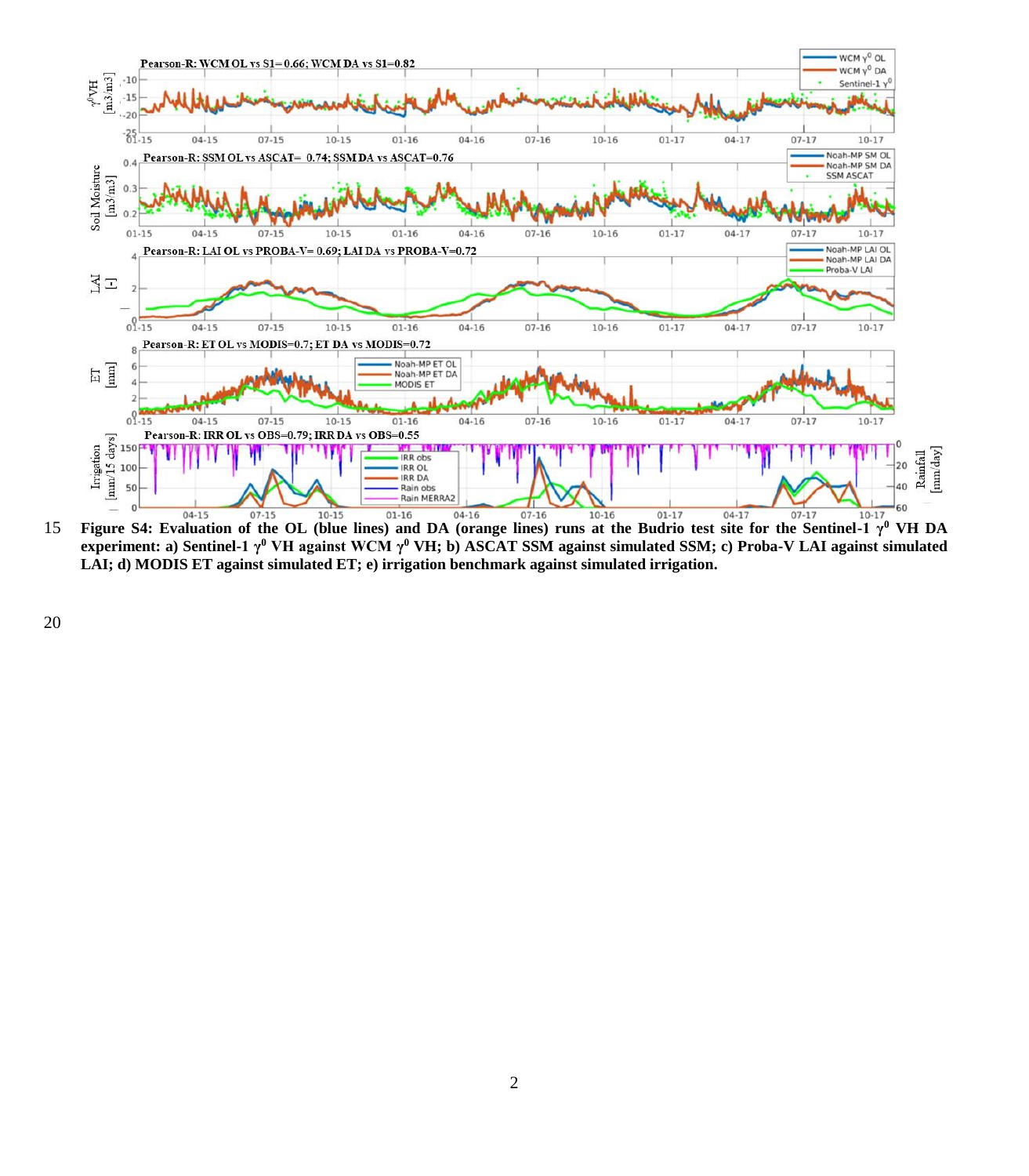**Figure S4: Evaluation of the OL (blue lines) and DA (orange lines) runs at the Budrio test site for the Sentinel-1 $\gamma^0$ VH DA experiment: a) Sentinel-1 $\gamma^0$ VH against WCM $\gamma^0$ VH; b) ASCAT SSM against simulated SSM; c) Proba-V LAI against simulated LAI; d) MODIS ET against simulated ET; e) irrigation benchmark against simulated irrigation.**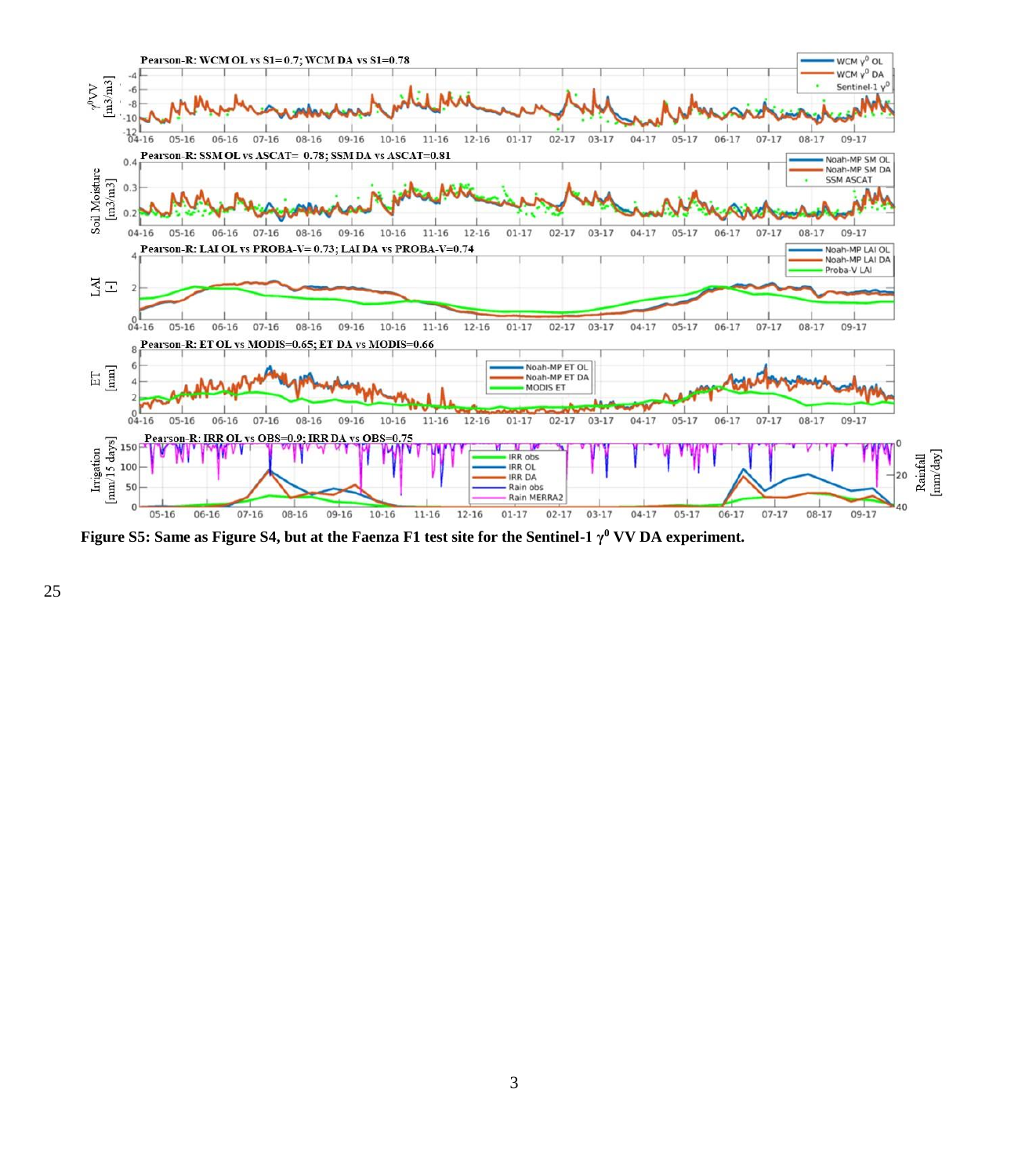Figure S5: Same as Figure S4, but at the Faenza F1 test site for the Sentinel-1 $\gamma^0$ VV DA experiment.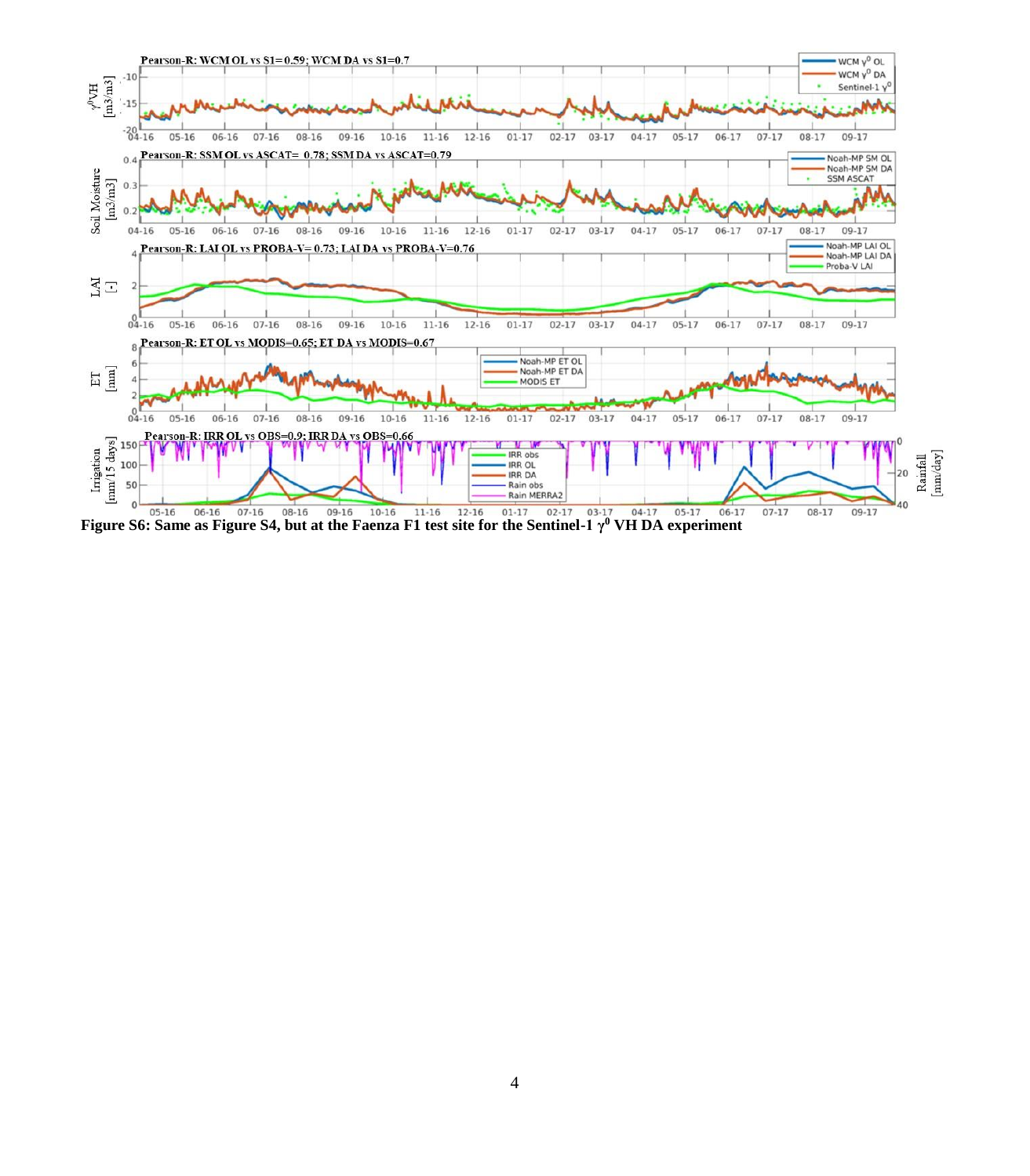Pearson-R: WCM OL vs S1= 0.59; WCM DA vs S1=0.7

Pearson-R: SSM OL vs ASCAT= 0.78; SSM DA vs ASCAT=0.79

Pearson-R: LAI OL vs PROBA-V= 0.73; LAI DA vs PROBA-V=0.76

Pearson-R: ET OL vs MODIS=0.65; ET DA vs MODIS=0.67

Pearson-R: IRR OL vs OBS=0.9; IRR DA vs OBS=0.66

**Figure S6: Same as Figure S4, but at the Faenza F1 test site for the Sentinel-1 $\gamma^0$ VH DA experiment**